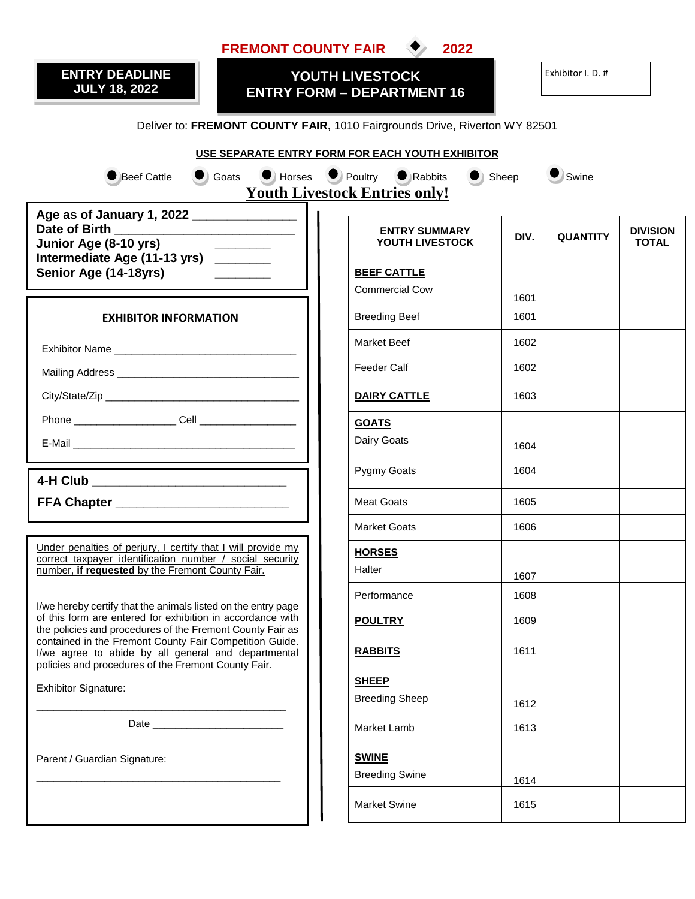# FREMONT COUNTY FAIR ◆ 2022

**ENTRY DEADLINE**
**JULY 18, 2022**

## YOUTH LIVESTOCK
## ENTRY FORM – DEPARTMENT 16

Exhibitor I. D. #

Deliver to: **FREMONT COUNTY FAIR,** 1010 Fairgrounds Drive, Riverton WY 82501

**USE SEPARATE ENTRY FORM FOR EACH YOUTH EXHIBITOR**

● Beef Cattle ● Goats ● Horses ● Poultry ● Rabbits ● Sheep ● Swine

**Youth Livestock Entries only!**

**Age as of January 1, 2022** _______________
**Date of Birth** ___________________________
**Junior Age (8-10 yrs)** _________
**Intermediate Age (11-13 yrs)** _________
**Senior Age (14-18yrs)** _________

**EXHIBITOR INFORMATION**

Exhibitor Name _______________________________

Mailing Address _______________________________

City/State/Zip _________________________________

Phone _________________ Cell ________________

E-Mail ______________________________________

**4-H Club** _______________________________

**FFA Chapter** ____________________________

Under penalties of perjury, I certify that I will provide my correct taxpayer identification number / social security number, **if requested** by the Fremont County Fair.

I/we hereby certify that the animals listed on the entry page of this form are entered for exhibition in accordance with the policies and procedures of the Fremont County Fair as contained in the Fremont County Fair Competition Guide. I/we agree to abide by all general and departmental policies and procedures of the Fremont County Fair.

Exhibitor Signature:

_____________________________________________

Date ______________________

Parent / Guardian Signature:

_____________________________________________

| ENTRY SUMMARY YOUTH LIVESTOCK | DIV. | QUANTITY | DIVISION TOTAL |
|---|---|---|---|
| **BEEF CATTLE** Commercial Cow | 1601 | | |
| Breeding Beef | 1601 | | |
| Market Beef | 1602 | | |
| Feeder Calf | 1602 | | |
| **DAIRY CATTLE** | 1603 | | |
| **GOATS** Dairy Goats | 1604 | | |
| Pygmy Goats | 1604 | | |
| Meat Goats | 1605 | | |
| Market Goats | 1606 | | |
| **HORSES** Halter | 1607 | | |
| Performance | 1608 | | |
| **POULTRY** | 1609 | | |
| **RABBITS** | 1611 | | |
| **SHEEP** Breeding Sheep | 1612 | | |
| Market Lamb | 1613 | | |
| **SWINE** Breeding Swine | 1614 | | |
| Market Swine | 1615 | | |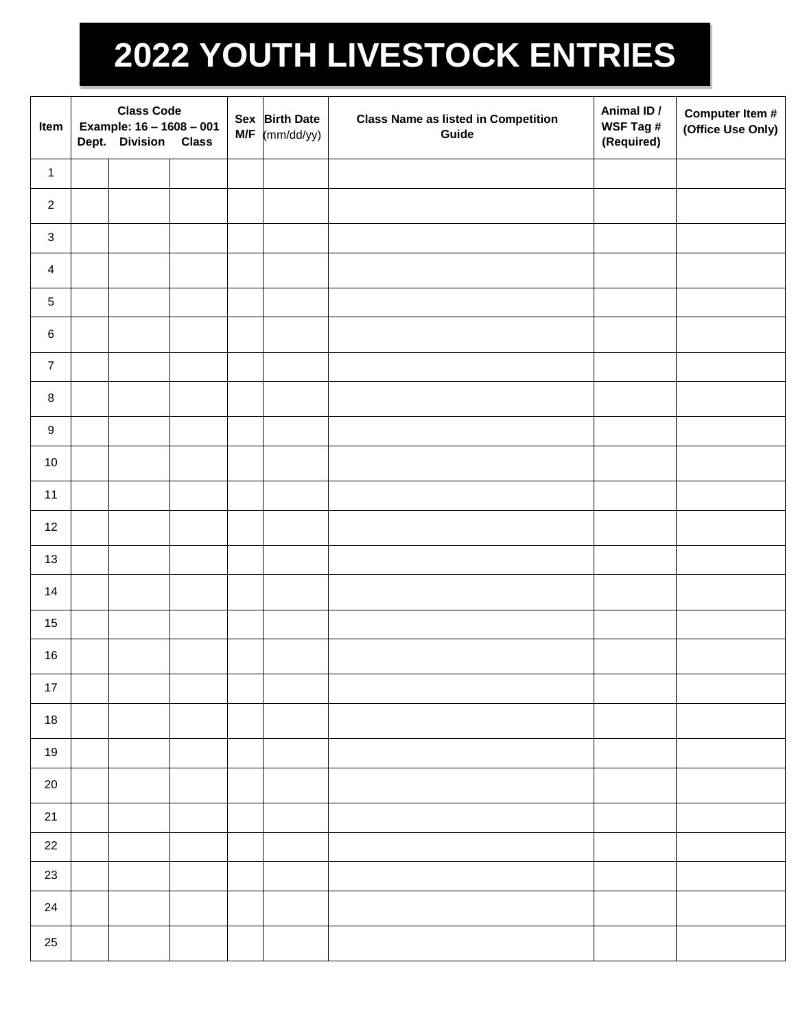# 2022 YOUTH LIVESTOCK ENTRIES

| Item | Class Code<br>Example: 16 – 1608 – 001<br>Dept. | Division | Class | Sex<br>M/F | Birth Date<br>(mm/dd/yy) | Class Name as listed in Competition Guide | Animal ID / WSF Tag #<br>(Required) | Computer Item #<br>(Office Use Only) |
|---|---|---|---|---|---|---|---|---|
| 1 | | | | | | | | |
| 2 | | | | | | | | |
| 3 | | | | | | | | |
| 4 | | | | | | | | |
| 5 | | | | | | | | |
| 6 | | | | | | | | |
| 7 | | | | | | | | |
| 8 | | | | | | | | |
| 9 | | | | | | | | |
| 10 | | | | | | | | |
| 11 | | | | | | | | |
| 12 | | | | | | | | |
| 13 | | | | | | | | |
| 14 | | | | | | | | |
| 15 | | | | | | | | |
| 16 | | | | | | | | |
| 17 | | | | | | | | |
| 18 | | | | | | | | |
| 19 | | | | | | | | |
| 20 | | | | | | | | |
| 21 | | | | | | | | |
| 22 | | | | | | | | |
| 23 | | | | | | | | |
| 24 | | | | | | | | |
| 25 | | | | | | | | |